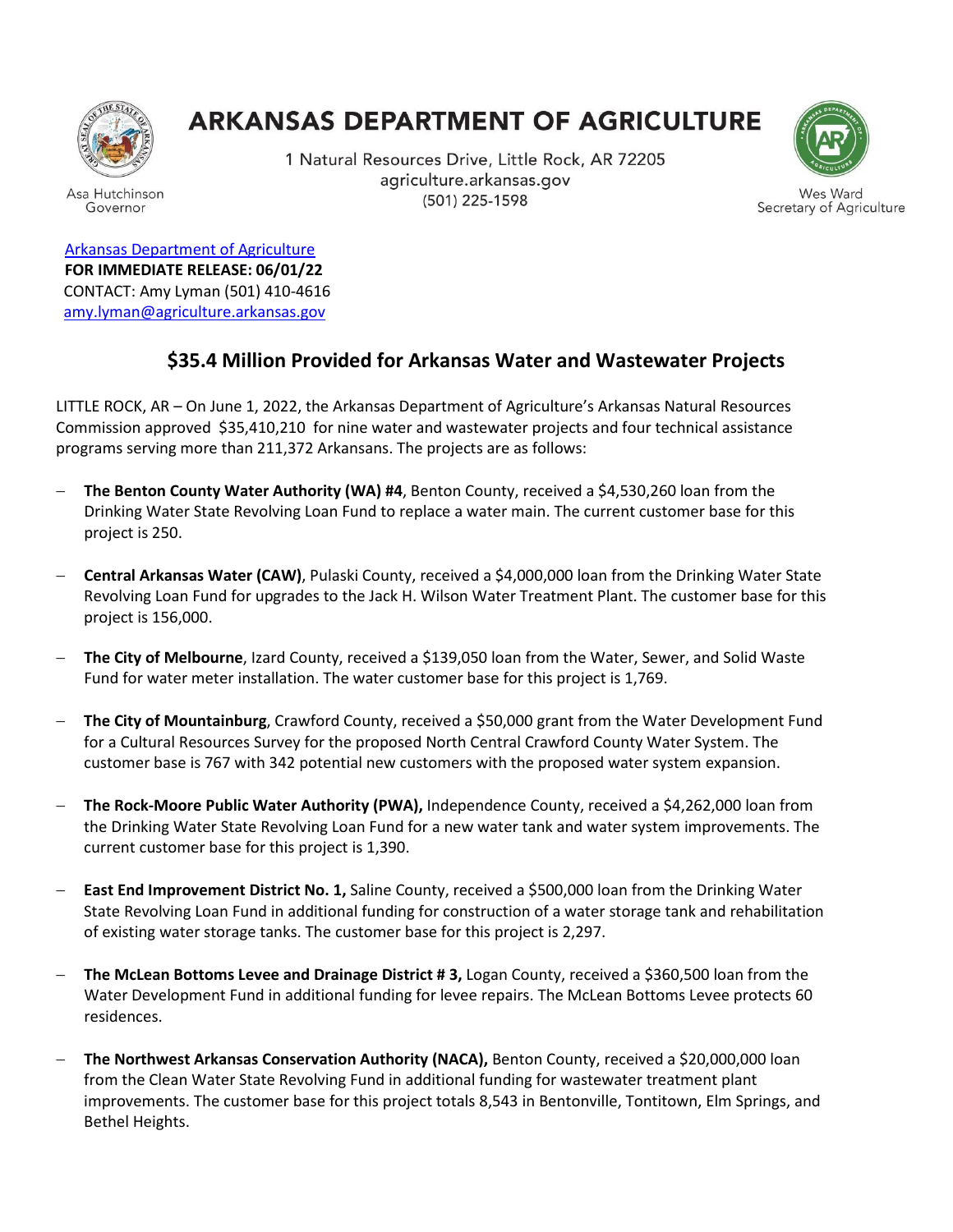# ARKANSAS DEPARTMENT OF AGRICULTURE

1 Natural Resources Drive, Little Rock, AR 72205
agriculture.arkansas.gov
(501) 225-1598

Asa Hutchinson
Governor

Wes Ward
Secretary of Agriculture

[Arkansas Department of Agriculture](agriculture.arkansas.gov)
**FOR IMMEDIATE RELEASE: 06/01/22**
CONTACT: Amy Lyman (501) 410-4616
[amy.lyman@agriculture.arkansas.gov](mailto:amy.lyman@agriculture.arkansas.gov)

## $35.4 Million Provided for Arkansas Water and Wastewater Projects

LITTLE ROCK, AR – On June 1, 2022, the Arkansas Department of Agriculture's Arkansas Natural Resources Commission approved $35,410,210 for nine water and wastewater projects and four technical assistance programs serving more than 211,372 Arkansans. The projects are as follows:

- **The Benton County Water Authority (WA) #4**, Benton County, received a $4,530,260 loan from the Drinking Water State Revolving Loan Fund to replace a water main. The current customer base for this project is 250.
- **Central Arkansas Water (CAW)**, Pulaski County, received a $4,000,000 loan from the Drinking Water State Revolving Loan Fund for upgrades to the Jack H. Wilson Water Treatment Plant. The customer base for this project is 156,000.
- **The City of Melbourne**, Izard County, received a $139,050 loan from the Water, Sewer, and Solid Waste Fund for water meter installation. The water customer base for this project is 1,769.
- **The City of Mountainburg**, Crawford County, received a $50,000 grant from the Water Development Fund for a Cultural Resources Survey for the proposed North Central Crawford County Water System. The customer base is 767 with 342 potential new customers with the proposed water system expansion.
- **The Rock-Moore Public Water Authority (PWA),** Independence County, received a $4,262,000 loan from the Drinking Water State Revolving Loan Fund for a new water tank and water system improvements. The current customer base for this project is 1,390.
- **East End Improvement District No. 1,** Saline County, received a $500,000 loan from the Drinking Water State Revolving Loan Fund in additional funding for construction of a water storage tank and rehabilitation of existing water storage tanks. The customer base for this project is 2,297.
- **The McLean Bottoms Levee and Drainage District # 3,** Logan County, received a $360,500 loan from the Water Development Fund in additional funding for levee repairs. The McLean Bottoms Levee protects 60 residences.
- **The Northwest Arkansas Conservation Authority (NACA),** Benton County, received a $20,000,000 loan from the Clean Water State Revolving Fund in additional funding for wastewater treatment plant improvements. The customer base for this project totals 8,543 in Bentonville, Tontitown, Elm Springs, and Bethel Heights.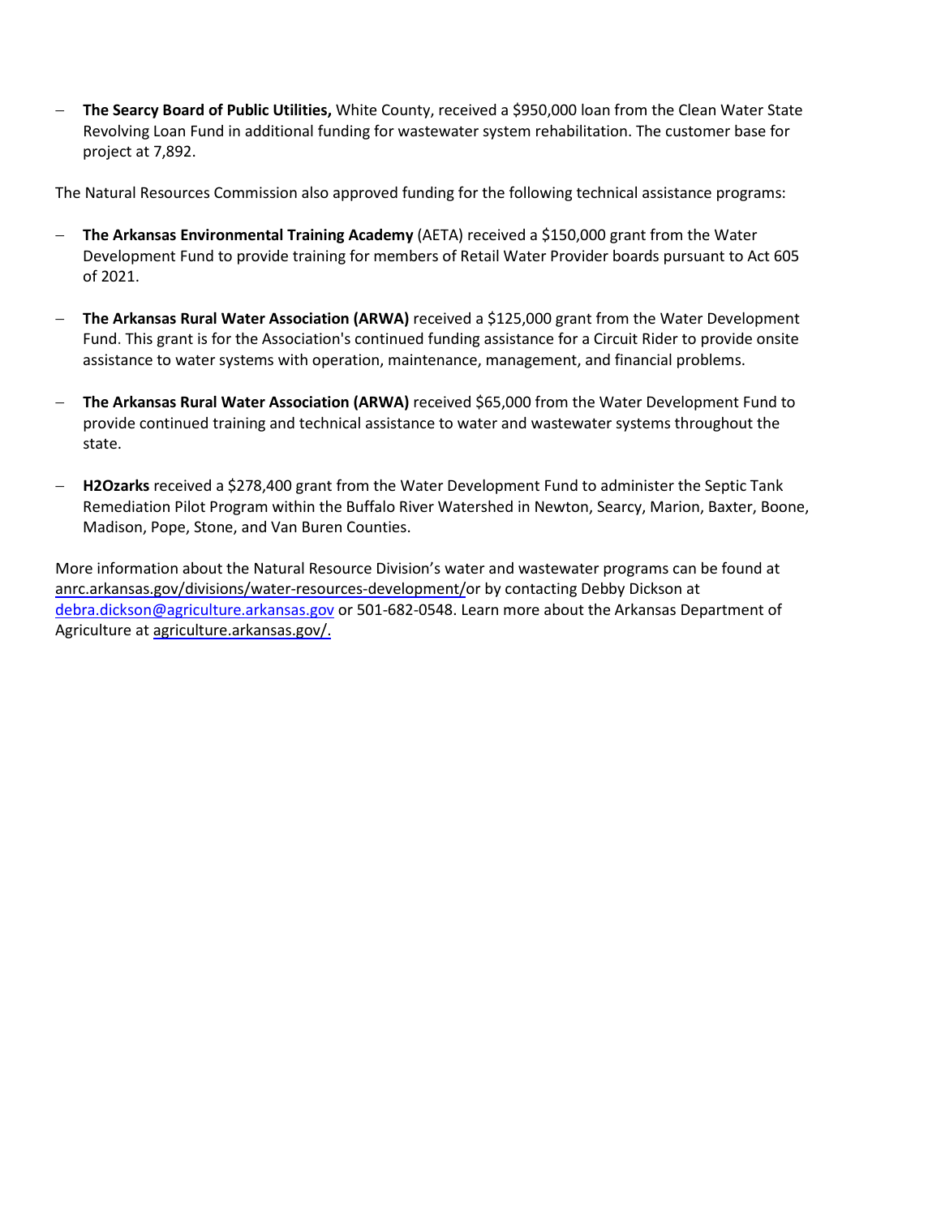- **The Searcy Board of Public Utilities,** White County, received a $950,000 loan from the Clean Water State Revolving Loan Fund in additional funding for wastewater system rehabilitation. The customer base for project at 7,892.

The Natural Resources Commission also approved funding for the following technical assistance programs:

- **The Arkansas Environmental Training Academy** (AETA) received a $150,000 grant from the Water Development Fund to provide training for members of Retail Water Provider boards pursuant to Act 605 of 2021.

- **The Arkansas Rural Water Association (ARWA)** received a $125,000 grant from the Water Development Fund. This grant is for the Association's continued funding assistance for a Circuit Rider to provide onsite assistance to water systems with operation, maintenance, management, and financial problems.

- **The Arkansas Rural Water Association (ARWA)** received $65,000 from the Water Development Fund to provide continued training and technical assistance to water and wastewater systems throughout the state.

- **H2Ozarks** received a $278,400 grant from the Water Development Fund to administer the Septic Tank Remediation Pilot Program within the Buffalo River Watershed in Newton, Searcy, Marion, Baxter, Boone, Madison, Pope, Stone, and Van Buren Counties.

More information about the Natural Resource Division's water and wastewater programs can be found at anrc.arkansas.gov/divisions/water-resources-development/or by contacting Debby Dickson at debra.dickson@agriculture.arkansas.gov or 501-682-0548. Learn more about the Arkansas Department of Agriculture at agriculture.arkansas.gov/.